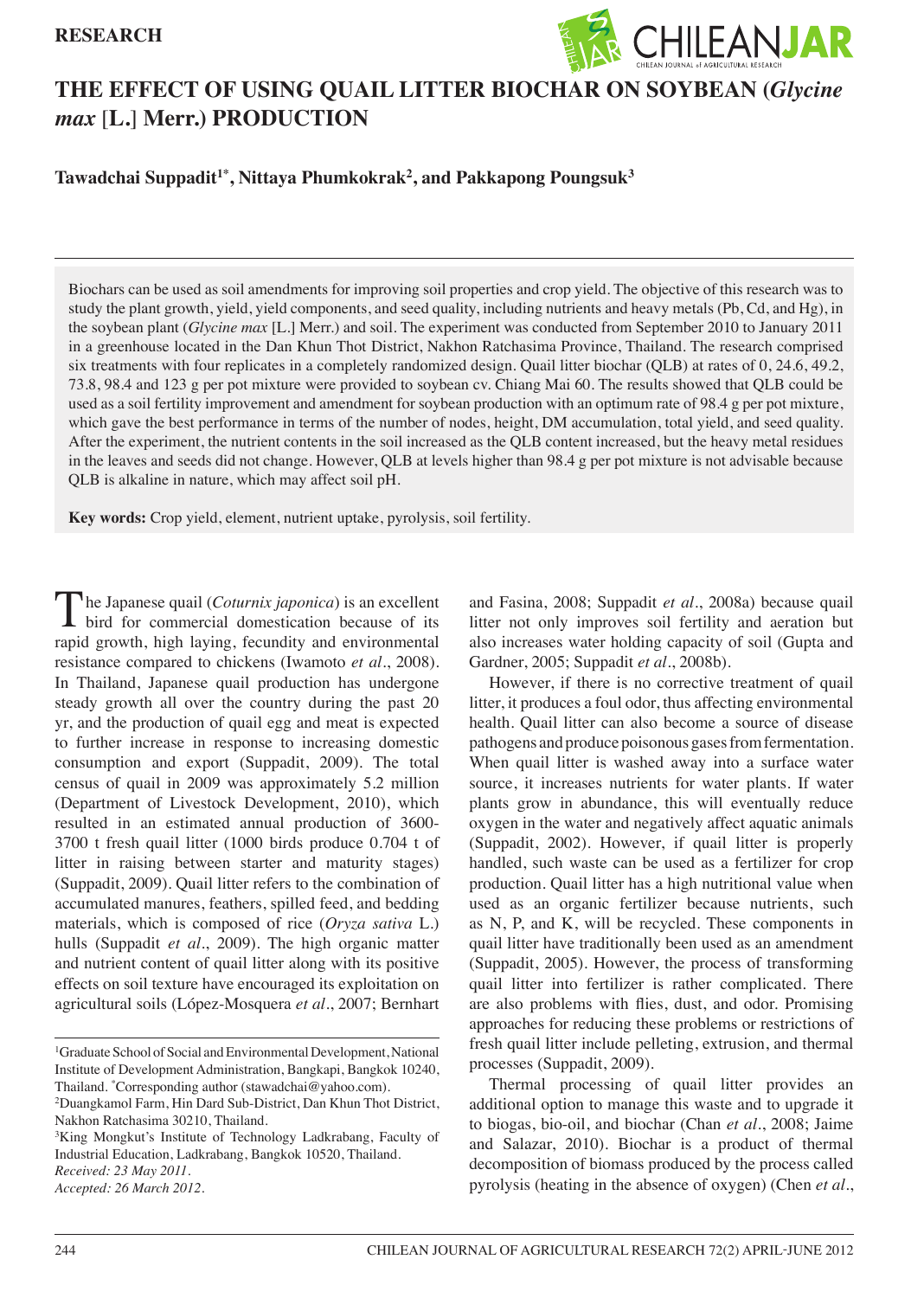RESEARCH

# THE EFFECT OF USING QUAIL LITTER BIOCHAR ON SOYBEAN (*Glycine max* [L.] Merr.) PRODUCTION

**Tawadchai Suppadit[1*], Nittaya Phumkokrak[2], and Pakkapong Poungsuk[3]**

Biochars can be used as soil amendments for improving soil properties and crop yield. The objective of this research was to study the plant growth, yield, yield components, and seed quality, including nutrients and heavy metals (Pb, Cd, and Hg), in the soybean plant (*Glycine max* [L.] Merr.) and soil. The experiment was conducted from September 2010 to January 2011 in a greenhouse located in the Dan Khun Thot District, Nakhon Ratchasima Province, Thailand. The research comprised six treatments with four replicates in a completely randomized design. Quail litter biochar (QLB) at rates of 0, 24.6, 49.2, 73.8, 98.4 and 123 g per pot mixture were provided to soybean cv. Chiang Mai 60. The results showed that QLB could be used as a soil fertility improvement and amendment for soybean production with an optimum rate of 98.4 g per pot mixture, which gave the best performance in terms of the number of nodes, height, DM accumulation, total yield, and seed quality. After the experiment, the nutrient contents in the soil increased as the QLB content increased, but the heavy metal residues in the leaves and seeds did not change. However, QLB at levels higher than 98.4 g per pot mixture is not advisable because QLB is alkaline in nature, which may affect soil pH.

**Key words:** Crop yield, element, nutrient uptake, pyrolysis, soil fertility.

The Japanese quail (*Coturnix japonica*) is an excellent bird for commercial domestication because of its rapid growth, high laying, fecundity and environmental resistance compared to chickens (Iwamoto *et al*., 2008). In Thailand, Japanese quail production has undergone steady growth all over the country during the past 20 yr, and the production of quail egg and meat is expected to further increase in response to increasing domestic consumption and export (Suppadit, 2009). The total census of quail in 2009 was approximately 5.2 million (Department of Livestock Development, 2010), which resulted in an estimated annual production of 3600-3700 t fresh quail litter (1000 birds produce 0.704 t of litter in raising between starter and maturity stages) (Suppadit, 2009). Quail litter refers to the combination of accumulated manures, feathers, spilled feed, and bedding materials, which is composed of rice (*Oryza sativa* L.) hulls (Suppadit *et al*., 2009). The high organic matter and nutrient content of quail litter along with its positive effects on soil texture have encouraged its exploitation on agricultural soils (López-Mosquera *et al*., 2007; Bernhart and Fasina, 2008; Suppadit *et al*., 2008a) because quail litter not only improves soil fertility and aeration but also increases water holding capacity of soil (Gupta and Gardner, 2005; Suppadit *et al*., 2008b).

However, if there is no corrective treatment of quail litter, it produces a foul odor, thus affecting environmental health. Quail litter can also become a source of disease pathogens and produce poisonous gases from fermentation. When quail litter is washed away into a surface water source, it increases nutrients for water plants. If water plants grow in abundance, this will eventually reduce oxygen in the water and negatively affect aquatic animals (Suppadit, 2002). However, if quail litter is properly handled, such waste can be used as a fertilizer for crop production. Quail litter has a high nutritional value when used as an organic fertilizer because nutrients, such as N, P, and K, will be recycled. These components in quail litter have traditionally been used as an amendment (Suppadit, 2005). However, the process of transforming quail litter into fertilizer is rather complicated. There are also problems with flies, dust, and odor. Promising approaches for reducing these problems or restrictions of fresh quail litter include pelleting, extrusion, and thermal processes (Suppadit, 2009).

Thermal processing of quail litter provides an additional option to manage this waste and to upgrade it to biogas, bio-oil, and biochar (Chan *et al*., 2008; Jaime and Salazar, 2010). Biochar is a product of thermal decomposition of biomass produced by the process called pyrolysis (heating in the absence of oxygen) (Chen *et al*.,

[1]Graduate School of Social and Environmental Development, National Institute of Development Administration, Bangkapi, Bangkok 10240, Thailand. [*]Corresponding author (stawadchai@yahoo.com).
[2]Duangkamol Farm, Hin Dard Sub-District, Dan Khun Thot District, Nakhon Ratchasima 30210, Thailand.
[3]King Mongkut's Institute of Technology Ladkrabang, Faculty of Industrial Education, Ladkrabang, Bangkok 10520, Thailand.
*Received: 23 May 2011.*
*Accepted: 26 March 2012.*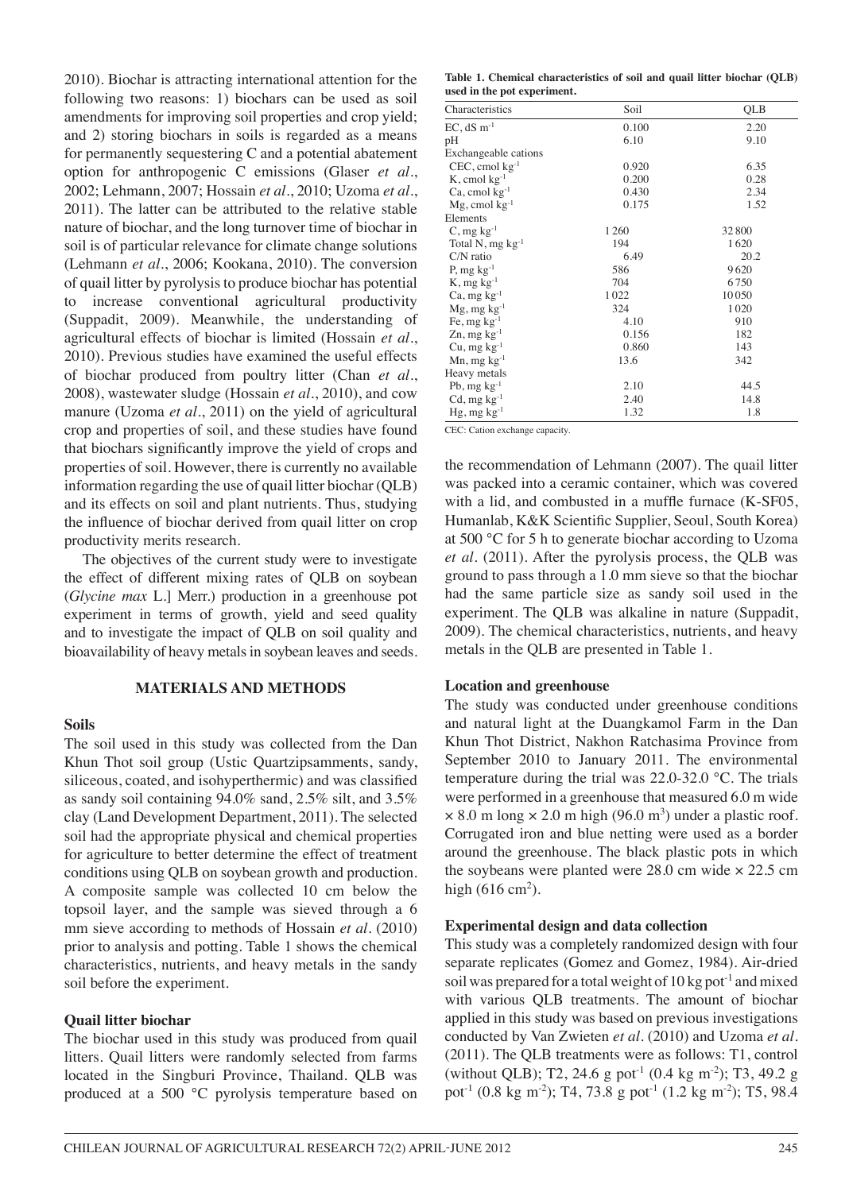2010). Biochar is attracting international attention for the following two reasons: 1) biochars can be used as soil amendments for improving soil properties and crop yield; and 2) storing biochars in soils is regarded as a means for permanently sequestering C and a potential abatement option for anthropogenic C emissions (Glaser *et al*., 2002; Lehmann, 2007; Hossain *et al*., 2010; Uzoma *et al*., 2011). The latter can be attributed to the relative stable nature of biochar, and the long turnover time of biochar in soil is of particular relevance for climate change solutions (Lehmann *et al*., 2006; Kookana, 2010). The conversion of quail litter by pyrolysis to produce biochar has potential to increase conventional agricultural productivity (Suppadit, 2009). Meanwhile, the understanding of agricultural effects of biochar is limited (Hossain *et al*., 2010). Previous studies have examined the useful effects of biochar produced from poultry litter (Chan *et al*., 2008), wastewater sludge (Hossain *et al*., 2010), and cow manure (Uzoma *et al*., 2011) on the yield of agricultural crop and properties of soil, and these studies have found that biochars significantly improve the yield of crops and properties of soil. However, there is currently no available information regarding the use of quail litter biochar (QLB) and its effects on soil and plant nutrients. Thus, studying the influence of biochar derived from quail litter on crop productivity merits research.

The objectives of the current study were to investigate the effect of different mixing rates of QLB on soybean (*Glycine max* L.] Merr.) production in a greenhouse pot experiment in terms of growth, yield and seed quality and to investigate the impact of QLB on soil quality and bioavailability of heavy metals in soybean leaves and seeds.

## MATERIALS AND METHODS

### Soils

The soil used in this study was collected from the Dan Khun Thot soil group (Ustic Quartzipsamments, sandy, siliceous, coated, and isohyperthermic) and was classified as sandy soil containing 94.0% sand, 2.5% silt, and 3.5% clay (Land Development Department, 2011). The selected soil had the appropriate physical and chemical properties for agriculture to better determine the effect of treatment conditions using QLB on soybean growth and production. A composite sample was collected 10 cm below the topsoil layer, and the sample was sieved through a 6 mm sieve according to methods of Hossain *et al*. (2010) prior to analysis and potting. Table 1 shows the chemical characteristics, nutrients, and heavy metals in the sandy soil before the experiment.

### Quail litter biochar

The biochar used in this study was produced from quail litters. Quail litters were randomly selected from farms located in the Singburi Province, Thailand. QLB was produced at a 500 °C pyrolysis temperature based on the recommendation of Lehmann (2007). The quail litter was packed into a ceramic container, which was covered with a lid, and combusted in a muffle furnace (K-SF05, Humanlab, K&K Scientific Supplier, Seoul, South Korea) at 500 °C for 5 h to generate biochar according to Uzoma *et al*. (2011). After the pyrolysis process, the QLB was ground to pass through a 1.0 mm sieve so that the biochar had the same particle size as sandy soil used in the experiment. The QLB was alkaline in nature (Suppadit, 2009). The chemical characteristics, nutrients, and heavy metals in the QLB are presented in Table 1.

**Table 1. Chemical characteristics of soil and quail litter biochar (QLB) used in the pot experiment.**

| Characteristics | Soil | QLB |
|---|---|---|
| EC, dS $m^{-1}$ | 0.100 | 2.20 |
| pH | 6.10 | 9.10 |
| Exchangeable cations | | |
| CEC, cmol $kg^{-1}$ | 0.920 | 6.35 |
| K, cmol $kg^{-1}$ | 0.200 | 0.28 |
| Ca, cmol $kg^{-1}$ | 0.430 | 2.34 |
| Mg, cmol $kg^{-1}$ | 0.175 | 1.52 |
| Elements | | |
| C, mg $kg^{-1}$ | 1260 | 32800 |
| Total N, mg $kg^{-1}$ | 194 | 1620 |
| C/N ratio | 6.49 | 20.2 |
| P, mg $kg^{-1}$ | 586 | 9620 |
| K, mg $kg^{-1}$ | 704 | 6750 |
| Ca, mg $kg^{-1}$ | 1022 | 10050 |
| Mg, mg $kg^{-1}$ | 324 | 1020 |
| Fe, mg $kg^{-1}$ | 4.10 | 910 |
| Zn, mg $kg^{-1}$ | 0.156 | 182 |
| Cu, mg $kg^{-1}$ | 0.860 | 143 |
| Mn, mg $kg^{-1}$ | 13.6 | 342 |
| Heavy metals | | |
| Pb, mg $kg^{-1}$ | 2.10 | 44.5 |
| Cd, mg $kg^{-1}$ | 2.40 | 14.8 |
| Hg, mg $kg^{-1}$ | 1.32 | 1.8 |

CEC: Cation exchange capacity.

### Location and greenhouse

The study was conducted under greenhouse conditions and natural light at the Duangkamol Farm in the Dan Khun Thot District, Nakhon Ratchasima Province from September 2010 to January 2011. The environmental temperature during the trial was 22.0-32.0 °C. The trials were performed in a greenhouse that measured 6.0 m wide × 8.0 m long × 2.0 m high (96.0 $m^3$) under a plastic roof. Corrugated iron and blue netting were used as a border around the greenhouse. The black plastic pots in which the soybeans were planted were 28.0 cm wide × 22.5 cm high (616 $cm^2$).

### Experimental design and data collection

This study was a completely randomized design with four separate replicates (Gomez and Gomez, 1984). Air-dried soil was prepared for a total weight of 10 kg $pot^{-1}$ and mixed with various QLB treatments. The amount of biochar applied in this study was based on previous investigations conducted by Van Zwieten *et al*. (2010) and Uzoma *et al*. (2011). The QLB treatments were as follows: T1, control (without QLB); T2, 24.6 g $pot^{-1}$ (0.4 kg $m^{-2}$); T3, 49.2 g $pot^{-1}$ (0.8 kg $m^{-2}$); T4, 73.8 g $pot^{-1}$ (1.2 kg $m^{-2}$); T5, 98.4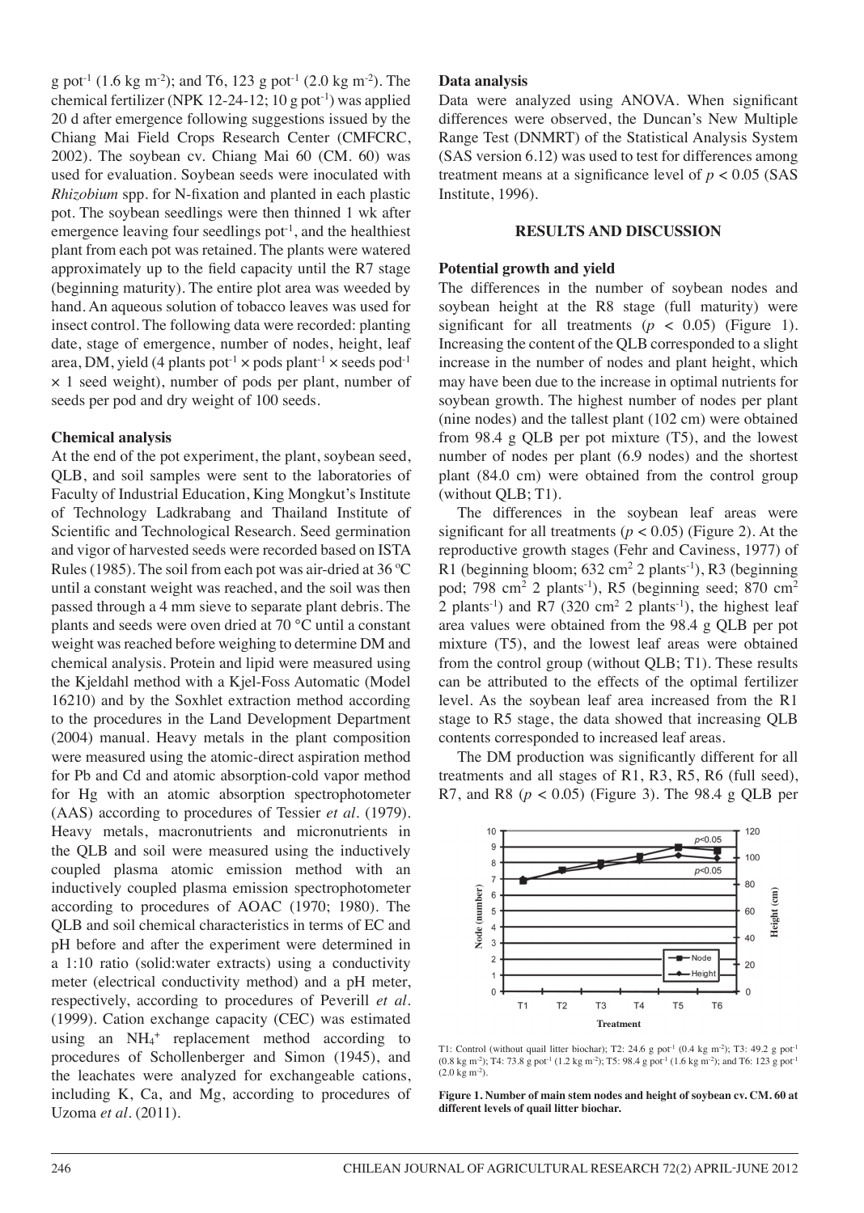g $pot^{-1}$ (1.6 kg $m^{-2}$); and T6, 123 g $pot^{-1}$ (2.0 kg $m^{-2}$). The chemical fertilizer (NPK 12-24-12; 10 g $pot^{-1}$) was applied 20 d after emergence following suggestions issued by the Chiang Mai Field Crops Research Center (CMFCRC, 2002). The soybean cv. Chiang Mai 60 (CM. 60) was used for evaluation. Soybean seeds were inoculated with *Rhizobium* spp. for N-fixation and planted in each plastic pot. The soybean seedlings were then thinned 1 wk after emergence leaving four seedlings $pot^{-1}$, and the healthiest plant from each pot was retained. The plants were watered approximately up to the field capacity until the R7 stage (beginning maturity). The entire plot area was weeded by hand. An aqueous solution of tobacco leaves was used for insect control. The following data were recorded: planting date, stage of emergence, number of nodes, height, leaf area, DM, yield (4 plants $pot^{-1}$ × pods $plant^{-1}$ × seeds $pod^{-1}$ × 1 seed weight), number of pods per plant, number of seeds per pod and dry weight of 100 seeds.

### Chemical analysis

At the end of the pot experiment, the plant, soybean seed, QLB, and soil samples were sent to the laboratories of Faculty of Industrial Education, King Mongkut's Institute of Technology Ladkrabang and Thailand Institute of Scientific and Technological Research. Seed germination and vigor of harvested seeds were recorded based on ISTA Rules (1985). The soil from each pot was air-dried at 36 ºC until a constant weight was reached, and the soil was then passed through a 4 mm sieve to separate plant debris. The plants and seeds were oven dried at 70 °C until a constant weight was reached before weighing to determine DM and chemical analysis. Protein and lipid were measured using the Kjeldahl method with a Kjel-Foss Automatic (Model 16210) and by the Soxhlet extraction method according to the procedures in the Land Development Department (2004) manual. Heavy metals in the plant composition were measured using the atomic-direct aspiration method for Pb and Cd and atomic absorption-cold vapor method for Hg with an atomic absorption spectrophotometer (AAS) according to procedures of Tessier *et al*. (1979). Heavy metals, macronutrients and micronutrients in the QLB and soil were measured using the inductively coupled plasma atomic emission method with an inductively coupled plasma emission spectrophotometer according to procedures of AOAC (1970; 1980). The QLB and soil chemical characteristics in terms of EC and pH before and after the experiment were determined in a 1:10 ratio (solid:water extracts) using a conductivity meter (electrical conductivity method) and a pH meter, respectively, according to procedures of Peverill *et al*. (1999). Cation exchange capacity (CEC) was estimated using an $NH_4^+$ replacement method according to procedures of Schollenberger and Simon (1945), and the leachates were analyzed for exchangeable cations, including K, Ca, and Mg, according to procedures of Uzoma *et al*. (2011).

### Data analysis

Data were analyzed using ANOVA. When significant differences were observed, the Duncan's New Multiple Range Test (DNMRT) of the Statistical Analysis System (SAS version 6.12) was used to test for differences among treatment means at a significance level of $p < 0.05$ (SAS Institute, 1996).

## RESULTS AND DISCUSSION

### Potential growth and yield

The differences in the number of soybean nodes and soybean height at the R8 stage (full maturity) were significant for all treatments ($p < 0.05$) (Figure 1). Increasing the content of the QLB corresponded to a slight increase in the number of nodes and plant height, which may have been due to the increase in optimal nutrients for soybean growth. The highest number of nodes per plant (nine nodes) and the tallest plant (102 cm) were obtained from 98.4 g QLB per pot mixture (T5), and the lowest number of nodes per plant (6.9 nodes) and the shortest plant (84.0 cm) were obtained from the control group (without QLB; T1).

The differences in the soybean leaf areas were significant for all treatments ($p < 0.05$) (Figure 2). At the reproductive growth stages (Fehr and Caviness, 1977) of R1 (beginning bloom; 632 $cm^2$ 2 $plants^{-1}$), R3 (beginning pod; 798 $cm^2$ 2 $plants^{-1}$), R5 (beginning seed; 870 $cm^2$ 2 $plants^{-1}$) and R7 (320 $cm^2$ 2 $plants^{-1}$), the highest leaf area values were obtained from the 98.4 g QLB per pot mixture (T5), and the lowest leaf areas were obtained from the control group (without QLB; T1). These results can be attributed to the effects of the optimal fertilizer level. As the soybean leaf area increased from the R1 stage to R5 stage, the data showed that increasing QLB contents corresponded to increased leaf areas.

The DM production was significantly different for all treatments and all stages of R1, R3, R5, R6 (full seed), R7, and R8 ($p < 0.05$) (Figure 3). The 98.4 g QLB per

T1: Control (without quail litter biochar); T2: 24.6 g $pot^{-1}$ (0.4 kg $m^{-2}$); T3: 49.2 g $pot^{-1}$ (0.8 kg $m^{-2}$); T4: 73.8 g $pot^{-1}$ (1.2 kg $m^{-2}$); T5: 98.4 g $pot^{-1}$ (1.6 kg $m^{-2}$); and T6: 123 g $pot^{-1}$ (2.0 kg $m^{-2}$).

**Figure 1. Number of main stem nodes and height of soybean cv. CM. 60 at different levels of quail litter biochar.**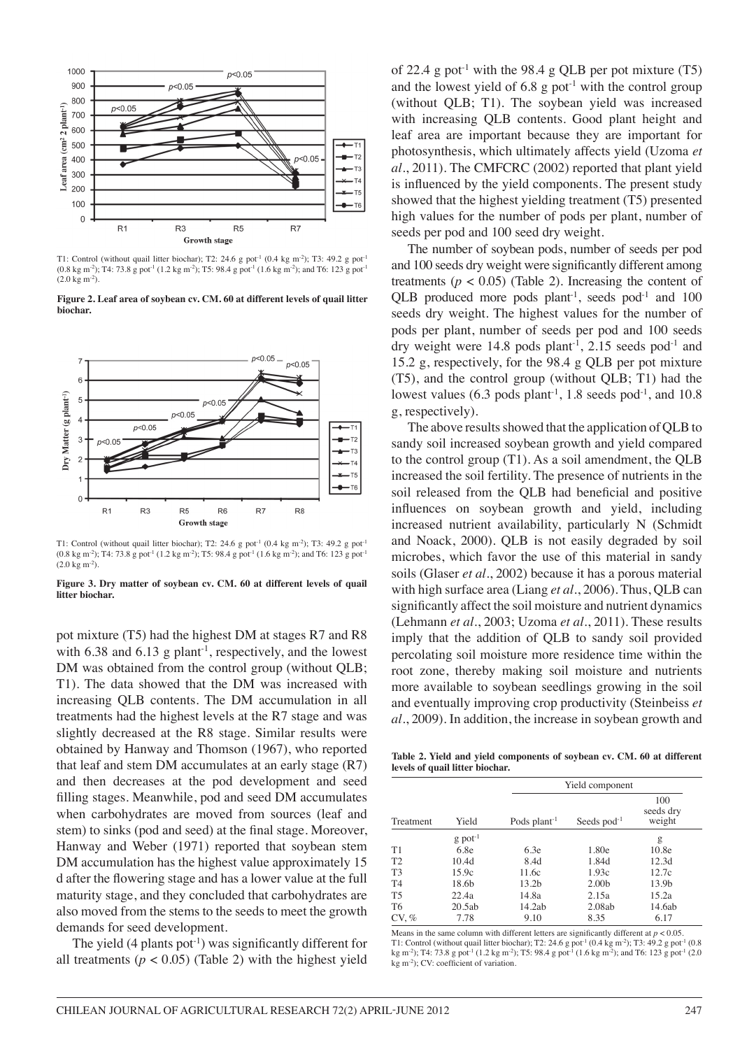T1: Control (without quail litter biochar); T2: 24.6 g pot$^{-1}$ (0.4 kg m$^{-2}$); T3: 49.2 g pot$^{-1}$ (0.8 kg m$^{-2}$); T4: 73.8 g pot$^{-1}$ (1.2 kg m$^{-2}$); T5: 98.4 g pot$^{-1}$ (1.6 kg m$^{-2}$); and T6: 123 g pot$^{-1}$ (2.0 kg m$^{-2}$).

**Figure 2. Leaf area of soybean cv. CM. 60 at different levels of quail litter biochar.**

T1: Control (without quail litter biochar); T2: 24.6 g pot$^{-1}$ (0.4 kg m$^{-2}$); T3: 49.2 g pot$^{-1}$ (0.8 kg m$^{-2}$); T4: 73.8 g pot$^{-1}$ (1.2 kg m$^{-2}$); T5: 98.4 g pot$^{-1}$ (1.6 kg m$^{-2}$); and T6: 123 g pot$^{-1}$ (2.0 kg m$^{-2}$).

**Figure 3. Dry matter of soybean cv. CM. 60 at different levels of quail litter biochar.**

pot mixture (T5) had the highest DM at stages R7 and R8 with 6.38 and 6.13 g plant$^{-1}$, respectively, and the lowest DM was obtained from the control group (without QLB; T1). The data showed that the DM was increased with increasing QLB contents. The DM accumulation in all treatments had the highest levels at the R7 stage and was slightly decreased at the R8 stage. Similar results were obtained by Hanway and Thomson (1967), who reported that leaf and stem DM accumulates at an early stage (R7) and then decreases at the pod development and seed filling stages. Meanwhile, pod and seed DM accumulates when carbohydrates are moved from sources (leaf and stem) to sinks (pod and seed) at the final stage. Moreover, Hanway and Weber (1971) reported that soybean stem DM accumulation has the highest value approximately 15 d after the flowering stage and has a lower value at the full maturity stage, and they concluded that carbohydrates are also moved from the stems to the seeds to meet the growth demands for seed development.

The yield (4 plants pot$^{-1}$) was significantly different for all treatments ($p < 0.05$) (Table 2) with the highest yield of 22.4 g pot$^{-1}$ with the 98.4 g QLB per pot mixture (T5) and the lowest yield of 6.8 g pot$^{-1}$ with the control group (without QLB; T1). The soybean yield was increased with increasing QLB contents. Good plant height and leaf area are important because they are important for photosynthesis, which ultimately affects yield (Uzoma *et al*., 2011). The CMFCRC (2002) reported that plant yield is influenced by the yield components. The present study showed that the highest yielding treatment (T5) presented high values for the number of pods per plant, number of seeds per pod and 100 seed dry weight.

The number of soybean pods, number of seeds per pod and 100 seeds dry weight were significantly different among treatments ($p < 0.05$) (Table 2). Increasing the content of QLB produced more pods plant$^{-1}$, seeds pod$^{-1}$ and 100 seeds dry weight. The highest values for the number of pods per plant, number of seeds per pod and 100 seeds dry weight were 14.8 pods plant$^{-1}$, 2.15 seeds pod$^{-1}$ and 15.2 g, respectively, for the 98.4 g QLB per pot mixture (T5), and the control group (without QLB; T1) had the lowest values (6.3 pods plant$^{-1}$, 1.8 seeds pod$^{-1}$, and 10.8 g, respectively).

The above results showed that the application of QLB to sandy soil increased soybean growth and yield compared to the control group (T1). As a soil amendment, the QLB increased the soil fertility. The presence of nutrients in the soil released from the QLB had beneficial and positive influences on soybean growth and yield, including increased nutrient availability, particularly N (Schmidt and Noack, 2000). QLB is not easily degraded by soil microbes, which favor the use of this material in sandy soils (Glaser *et al*., 2002) because it has a porous material with high surface area (Liang *et al*., 2006). Thus, QLB can significantly affect the soil moisture and nutrient dynamics (Lehmann *et al*., 2003; Uzoma *et al*., 2011). These results imply that the addition of QLB to sandy soil provided percolating soil moisture more residence time within the root zone, thereby making soil moisture and nutrients more available to soybean seedlings growing in the soil and eventually improving crop productivity (Steinbeiss *et al*., 2009). In addition, the increase in soybean growth and

**Table 2. Yield and yield components of soybean cv. CM. 60 at different levels of quail litter biochar.**

| | | Yield component | | |
|---|---|---|---|---|
| Treatment | Yield | Pods plant$^{-1}$ | Seeds pod$^{-1}$ | 100 seeds dry weight |
| | g pot$^{-1}$ | | | g |
| T1 | 6.8e | 6.3e | 1.80e | 10.8e |
| T2 | 10.4d | 8.4d | 1.84d | 12.3d |
| T3 | 15.9c | 11.6c | 1.93c | 12.7c |
| T4 | 18.6b | 13.2b | 2.00b | 13.9b |
| T5 | 22.4a | 14.8a | 2.15a | 15.2a |
| T6 | 20.5ab | 14.2ab | 2.08ab | 14.6ab |
| CV, % | 7.78 | 9.10 | 8.35 | 6.17 |

Means in the same column with different letters are significantly different at $p < 0.05$.
T1: Control (without quail litter biochar); T2: 24.6 g pot$^{-1}$ (0.4 kg m$^{-2}$); T3: 49.2 g pot$^{-1}$ (0.8 kg m$^{-2}$); T4: 73.8 g pot$^{-1}$ (1.2 kg m$^{-2}$); T5: 98.4 g pot$^{-1}$ (1.6 kg m$^{-2}$); and T6: 123 g pot$^{-1}$ (2.0 kg m$^{-2}$); CV: coefficient of variation.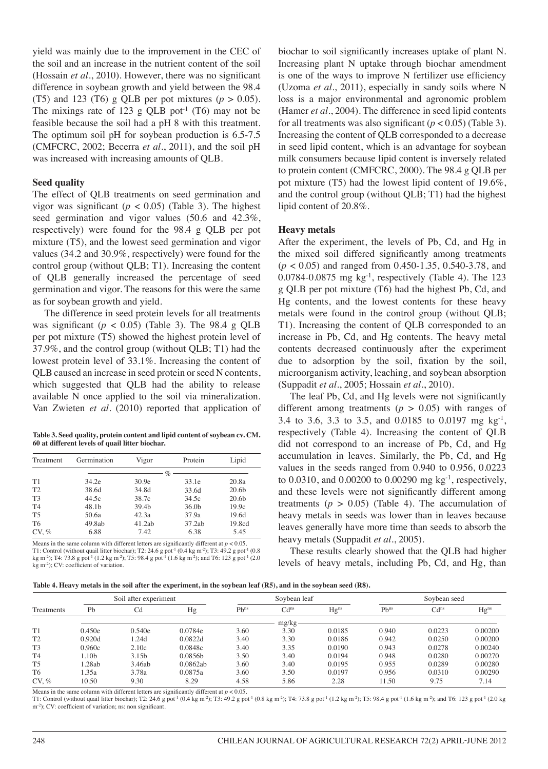yield was mainly due to the improvement in the CEC of the soil and an increase in the nutrient content of the soil (Hossain *et al*., 2010). However, there was no significant difference in soybean growth and yield between the 98.4 (T5) and 123 (T6) g QLB per pot mixtures ($p > 0.05$). The mixings rate of 123 g QLB pot$^{-1}$ (T6) may not be feasible because the soil had a pH 8 with this treatment. The optimum soil pH for soybean production is 6.5-7.5 (CMFCRC, 2002; Becerra *et al*., 2011), and the soil pH was increased with increasing amounts of QLB.

### Seed quality

The effect of QLB treatments on seed germination and vigor was significant ($p < 0.05$) (Table 3). The highest seed germination and vigor values (50.6 and 42.3%, respectively) were found for the 98.4 g QLB per pot mixture (T5), and the lowest seed germination and vigor values (34.2 and 30.9%, respectively) were found for the control group (without QLB; T1). Increasing the content of QLB generally increased the percentage of seed germination and vigor. The reasons for this were the same as for soybean growth and yield.

The difference in seed protein levels for all treatments was significant ($p < 0.05$) (Table 3). The 98.4 g QLB per pot mixture (T5) showed the highest protein level of 37.9%, and the control group (without QLB; T1) had the lowest protein level of 33.1%. Increasing the content of QLB caused an increase in seed protein or seed N contents, which suggested that QLB had the ability to release available N once applied to the soil via mineralization. Van Zwieten *et al*. (2010) reported that application of biochar to soil significantly increases uptake of plant N. Increasing plant N uptake through biochar amendment is one of the ways to improve N fertilizer use efficiency (Uzoma *et al*., 2011), especially in sandy soils where N loss is a major environmental and agronomic problem (Hamer *et al*., 2004). The difference in seed lipid contents for all treatments was also significant ($p < 0.05$) (Table 3). Increasing the content of QLB corresponded to a decrease in seed lipid content, which is an advantage for soybean milk consumers because lipid content is inversely related to protein content (CMFCRC, 2000). The 98.4 g QLB per pot mixture (T5) had the lowest lipid content of 19.6%, and the control group (without QLB; T1) had the highest lipid content of 20.8%.

**Table 3. Seed quality, protein content and lipid content of soybean cv. CM. 60 at different levels of quail litter biochar.**

| Treatment | Germination | Vigor | Protein | Lipid |
|---|---|---|---|---|
| | % | | | |
| T1 | 34.2e | 30.9e | 33.1e | 20.8a |
| T2 | 38.6d | 34.8d | 33.6d | 20.6b |
| T3 | 44.5c | 38.7c | 34.5c | 20.6b |
| T4 | 48.1b | 39.4b | 36.0b | 19.9c |
| T5 | 50.6a | 42.3a | 37.9a | 19.6d |
| T6 | 49.8ab | 41.2ab | 37.2ab | 19.8cd |
| CV, % | 6.88 | 7.42 | 6.38 | 5.45 |

Means in the same column with different letters are significantly different at $p < 0.05$.
T1: Control (without quail litter biochar); T2: 24.6 g pot$^{-1}$ (0.4 kg m$^{-2}$); T3: 49.2 g pot$^{-1}$ (0.8 kg m$^{-2}$); T4: 73.8 g pot$^{-1}$ (1.2 kg m$^{-2}$); T5: 98.4 g pot$^{-1}$ (1.6 kg m$^{-2}$); and T6: 123 g pot$^{-1}$ (2.0 kg m$^{-2}$); CV: coefficient of variation.

### Heavy metals

After the experiment, the levels of Pb, Cd, and Hg in the mixed soil differed significantly among treatments ($p < 0.05$) and ranged from 0.450-1.35, 0.540-3.78, and 0.0784-0.0875 mg kg$^{-1}$, respectively (Table 4). The 123 g QLB per pot mixture (T6) had the highest Pb, Cd, and Hg contents, and the lowest contents for these heavy metals were found in the control group (without QLB; T1). Increasing the content of QLB corresponded to an increase in Pb, Cd, and Hg contents. The heavy metal contents decreased continuously after the experiment due to adsorption by the soil, fixation by the soil, microorganism activity, leaching, and soybean absorption (Suppadit *et al*., 2005; Hossain *et al*., 2010).

The leaf Pb, Cd, and Hg levels were not significantly different among treatments ($p > 0.05$) with ranges of 3.4 to 3.6, 3.3 to 3.5, and 0.0185 to 0.0197 mg kg$^{-1}$, respectively (Table 4). Increasing the content of QLB did not correspond to an increase of Pb, Cd, and Hg accumulation in leaves. Similarly, the Pb, Cd, and Hg values in the seeds ranged from 0.940 to 0.956, 0.0223 to 0.0310, and 0.00200 to 0.00290 mg kg$^{-1}$, respectively, and these levels were not significantly different among treatments ($p > 0.05$) (Table 4). The accumulation of heavy metals in seeds was lower than in leaves because leaves generally have more time than seeds to absorb the heavy metals (Suppadit *et al*., 2005).

These results clearly showed that the QLB had higher levels of heavy metals, including Pb, Cd, and Hg, than

**Table 4. Heavy metals in the soil after the experiment, in the soybean leaf (R5), and in the soybean seed (R8).**

| Treatments | Soil after experiment | | | Soybean leaf | | | Soybean seed | | |
|---|---|---|---|---|---|---|---|---|---|
| | Pb | Cd | Hg | Pb$^{ns}$ | Cd$^{ns}$ | Hg$^{ns}$ | Pb$^{ns}$ | Cd$^{ns}$ | Hg$^{ns}$ |
| | mg/kg | | | | | | | | |
| T1 | 0.450e | 0.540e | 0.0784e | 3.60 | 3.30 | 0.0185 | 0.940 | 0.0223 | 0.00200 |
| T2 | 0.920d | 1.24d | 0.0822d | 3.40 | 3.30 | 0.0186 | 0.942 | 0.0250 | 0.00200 |
| T3 | 0.960c | 2.10c | 0.0848c | 3.40 | 3.35 | 0.0190 | 0.943 | 0.0278 | 0.00240 |
| T4 | 1.10b | 3.15b | 0.0856b | 3.50 | 3.40 | 0.0194 | 0.948 | 0.0280 | 0.00270 |
| T5 | 1.28ab | 3.46ab | 0.0862ab | 3.60 | 3.40 | 0.0195 | 0.955 | 0.0289 | 0.00280 |
| T6 | 1.35a | 3.78a | 0.0875a | 3.60 | 3.50 | 0.0197 | 0.956 | 0.0310 | 0.00290 |
| CV, % | 10.50 | 9.30 | 8.29 | 4.58 | 5.86 | 2.28 | 11.50 | 9.75 | 7.14 |

Means in the same column with different letters are significantly different at $p < 0.05$.
T1: Control (without quail litter biochar); T2: 24.6 g pot$^{-1}$ (0.4 kg m$^{-2}$); T3: 49.2 g pot$^{-1}$ (0.8 kg m$^{-2}$); T4: 73.8 g pot$^{-1}$ (1.2 kg m$^{-2}$); T5: 98.4 g pot$^{-1}$ (1.6 kg m$^{-2}$); and T6: 123 g pot$^{-1}$ (2.0 kg m$^{-2}$); CV: coefficient of variation; ns: non significant.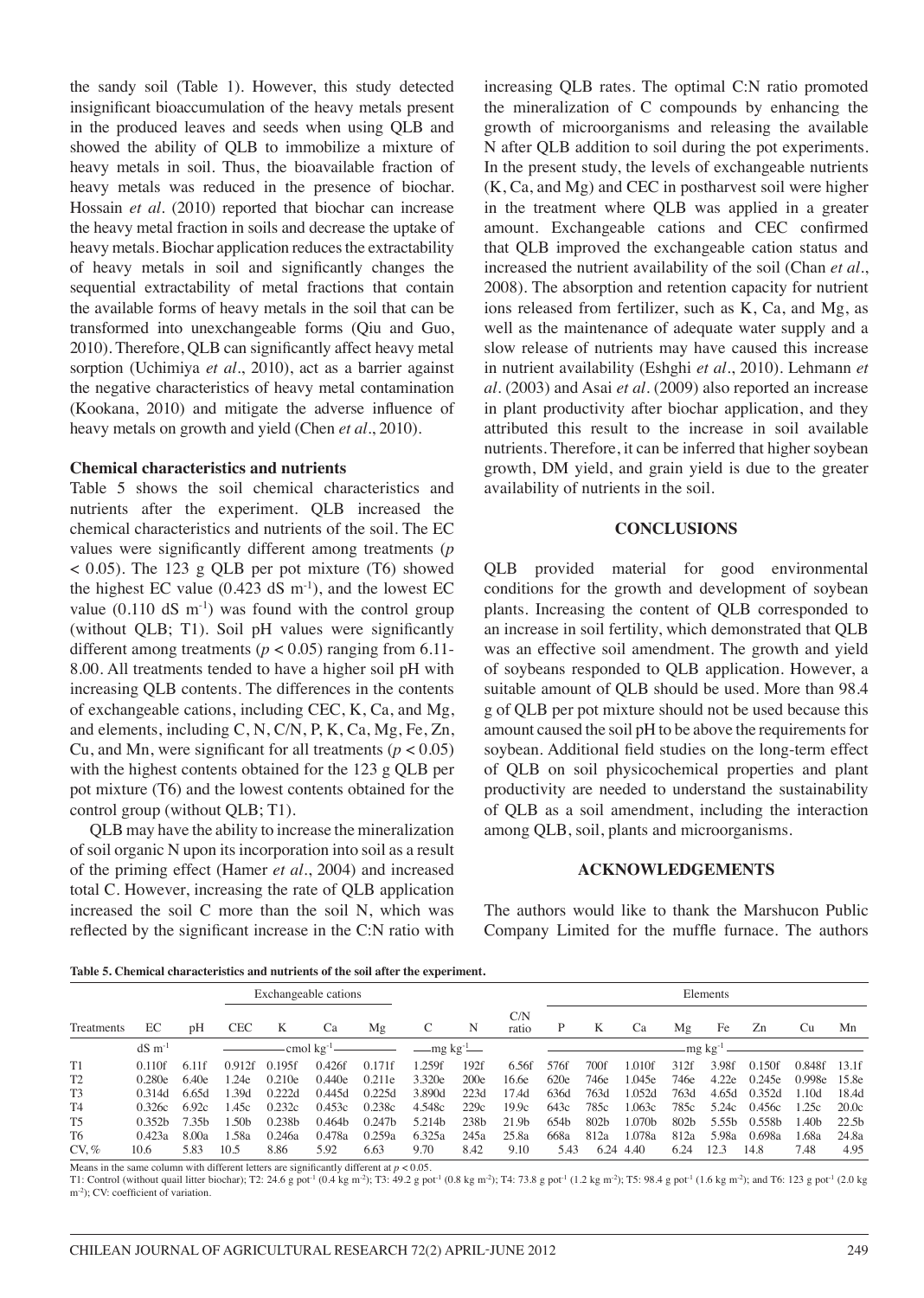the sandy soil (Table 1). However, this study detected insignificant bioaccumulation of the heavy metals present in the produced leaves and seeds when using QLB and showed the ability of QLB to immobilize a mixture of heavy metals in soil. Thus, the bioavailable fraction of heavy metals was reduced in the presence of biochar. Hossain *et al*. (2010) reported that biochar can increase the heavy metal fraction in soils and decrease the uptake of heavy metals. Biochar application reduces the extractability of heavy metals in soil and significantly changes the sequential extractability of metal fractions that contain the available forms of heavy metals in the soil that can be transformed into unexchangeable forms (Qiu and Guo, 2010). Therefore, QLB can significantly affect heavy metal sorption (Uchimiya *et al*., 2010), act as a barrier against the negative characteristics of heavy metal contamination (Kookana, 2010) and mitigate the adverse influence of heavy metals on growth and yield (Chen *et al*., 2010).

### Chemical characteristics and nutrients

Table 5 shows the soil chemical characteristics and nutrients after the experiment. QLB increased the chemical characteristics and nutrients of the soil. The EC values were significantly different among treatments ($p < 0.05$). The 123 g QLB per pot mixture (T6) showed the highest EC value (0.423 dS $m^{-1}$), and the lowest EC value (0.110 dS $m^{-1}$) was found with the control group (without QLB; T1). Soil pH values were significantly different among treatments ($p < 0.05$) ranging from 6.11-8.00. All treatments tended to have a higher soil pH with increasing QLB contents. The differences in the contents of exchangeable cations, including CEC, K, Ca, and Mg, and elements, including C, N, C/N, P, K, Ca, Mg, Fe, Zn, Cu, and Mn, were significant for all treatments ($p < 0.05$) with the highest contents obtained for the 123 g QLB per pot mixture (T6) and the lowest contents obtained for the control group (without QLB; T1).

QLB may have the ability to increase the mineralization of soil organic N upon its incorporation into soil as a result of the priming effect (Hamer *et al*., 2004) and increased total C. However, increasing the rate of QLB application increased the soil C more than the soil N, which was reflected by the significant increase in the C:N ratio with increasing QLB rates. The optimal C:N ratio promoted the mineralization of C compounds by enhancing the growth of microorganisms and releasing the available N after QLB addition to soil during the pot experiments. In the present study, the levels of exchangeable nutrients (K, Ca, and Mg) and CEC in postharvest soil were higher in the treatment where QLB was applied in a greater amount. Exchangeable cations and CEC confirmed that QLB improved the exchangeable cation status and increased the nutrient availability of the soil (Chan *et al*., 2008). The absorption and retention capacity for nutrient ions released from fertilizer, such as K, Ca, and Mg, as well as the maintenance of adequate water supply and a slow release of nutrients may have caused this increase in nutrient availability (Eshghi *et al*., 2010). Lehmann *et al*. (2003) and Asai *et al*. (2009) also reported an increase in plant productivity after biochar application, and they attributed this result to the increase in soil available nutrients. Therefore, it can be inferred that higher soybean growth, DM yield, and grain yield is due to the greater availability of nutrients in the soil.

## CONCLUSIONS

QLB provided material for good environmental conditions for the growth and development of soybean plants. Increasing the content of QLB corresponded to an increase in soil fertility, which demonstrated that QLB was an effective soil amendment. The growth and yield of soybeans responded to QLB application. However, a suitable amount of QLB should be used. More than 98.4 g of QLB per pot mixture should not be used because this amount caused the soil pH to be above the requirements for soybean. Additional field studies on the long-term effect of QLB on soil physicochemical properties and plant productivity are needed to understand the sustainability of QLB as a soil amendment, including the interaction among QLB, soil, plants and microorganisms.

## ACKNOWLEDGEMENTS

The authors would like to thank the Marshucon Public Company Limited for the muffle furnace. The authors

**Table 5. Chemical characteristics and nutrients of the soil after the experiment.**

| Treatments | EC | pH | Exchangeable cations | | | | | | | Elements | | | | | | | |
|---|---|---|---|---|---|---|---|---|---|---|---|---|---|---|---|---|---|
| | | | CEC | K | Ca | Mg | C | N | C/N ratio | P | K | Ca | Mg | Fe | Zn | Cu | Mn |
| | dS $m^{-1}$ | | cmol $kg^{-1}$ | | | | mg $kg^{-1}$ | | | mg $kg^{-1}$ | | | | | | | |
| T1 | 0.110f | 6.11f | 0.912f | 0.195f | 0.426f | 0.171f | 1.259f | 192f | 6.56f | 576f | 700f | 1.010f | 312f | 3.98f | 0.150f | 0.848f | 13.1f |
| T2 | 0.280e | 6.40e | 1.24e | 0.210e | 0.440e | 0.211e | 3.320e | 200e | 16.6e | 620e | 746e | 1.045e | 746e | 4.22e | 0.245e | 0.998e | 15.8e |
| T3 | 0.314d | 6.65d | 1.39d | 0.222d | 0.445d | 0.225d | 3.890d | 223d | 17.4d | 636d | 763d | 1.052d | 763d | 4.65d | 0.352d | 1.10d | 18.4d |
| T4 | 0.326c | 6.92c | 1.45c | 0.232c | 0.453c | 0.238c | 4.548c | 229c | 19.9c | 643c | 785c | 1.063c | 785c | 5.24c | 0.456c | 1.25c | 20.0c |
| T5 | 0.352b | 7.35b | 1.50b | 0.238b | 0.464b | 0.247b | 5.214b | 238b | 21.9b | 654b | 802b | 1.070b | 802b | 5.55b | 0.558b | 1.40b | 22.5b |
| T6 | 0.423a | 8.00a | 1.58a | 0.246a | 0.478a | 0.259a | 6.325a | 245a | 25.8a | 668a | 812a | 1.078a | 812a | 5.98a | 0.698a | 1.68a | 24.8a |
| CV, % | 10.6 | 5.83 | 10.5 | 8.86 | 5.92 | 6.63 | 9.70 | 8.42 | 9.10 | 5.43 | 6.24 | 4.40 | 6.24 | 12.3 | 14.8 | 7.48 | 4.95 |

Means in the same column with different letters are significantly different at $p < 0.05$.
T1: Control (without quail litter biochar); T2: 24.6 g $pot^{-1}$ (0.4 kg $m^{-2}$); T3: 49.2 g $pot^{-1}$ (0.8 kg $m^{-2}$); T4: 73.8 g $pot^{-1}$ (1.2 kg $m^{-2}$); T5: 98.4 g $pot^{-1}$ (1.6 kg $m^{-2}$); and T6: 123 g $pot^{-1}$ (2.0 kg $m^{-2}$); CV: coefficient of variation.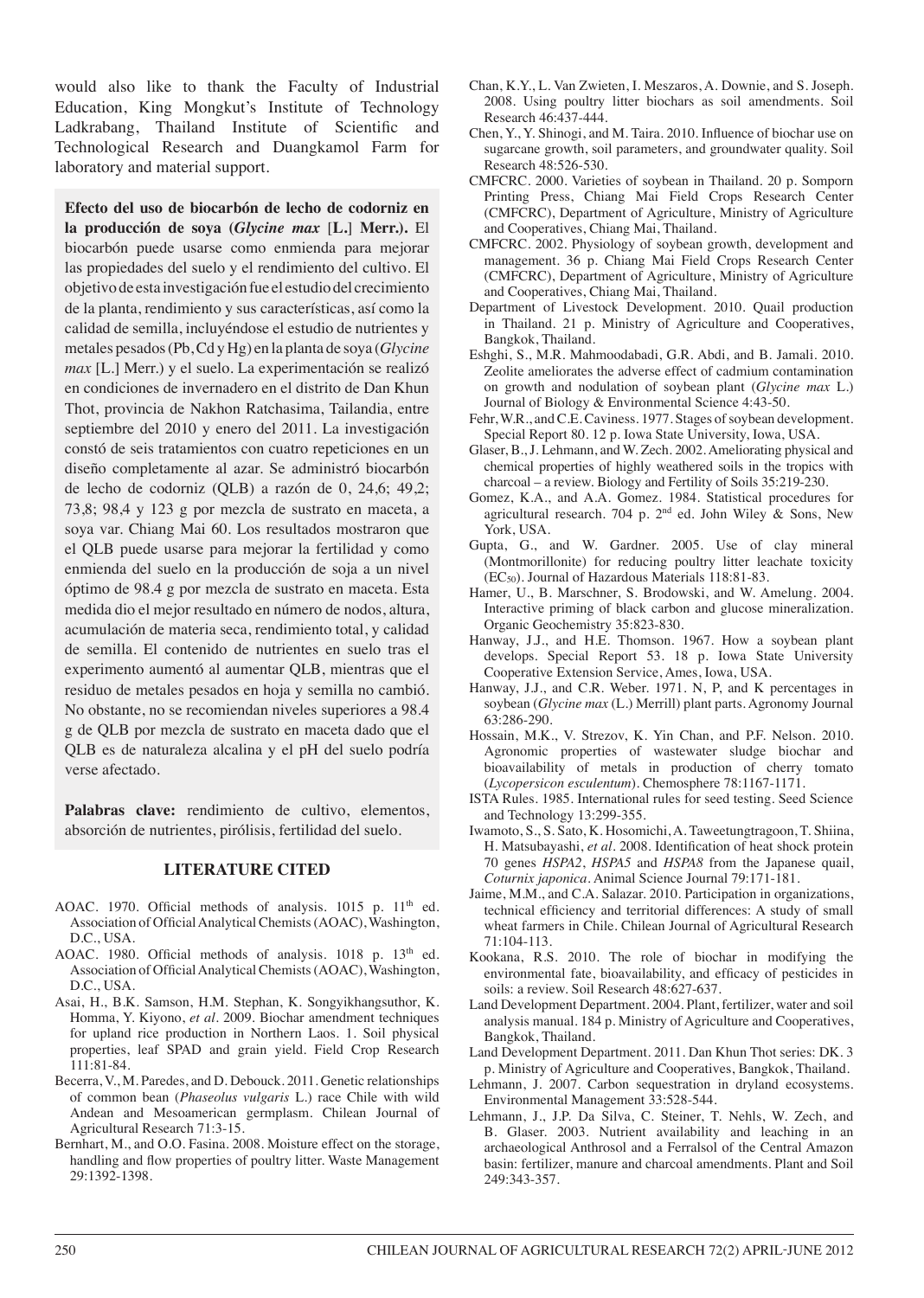would also like to thank the Faculty of Industrial Education, King Mongkut's Institute of Technology Ladkrabang, Thailand Institute of Scientific and Technological Research and Duangkamol Farm for laboratory and material support.

**Efecto del uso de biocarbón de lecho de codorniz en la producción de soya (*Glycine max* [L.] Merr.).** El biocarbón puede usarse como enmienda para mejorar las propiedades del suelo y el rendimiento del cultivo. El objetivo de esta investigación fue el estudio del crecimiento de la planta, rendimiento y sus características, así como la calidad de semilla, incluyéndose el estudio de nutrientes y metales pesados (Pb, Cd y Hg) en la planta de soya (*Glycine max* [L.] Merr.) y el suelo. La experimentación se realizó en condiciones de invernadero en el distrito de Dan Khun Thot, provincia de Nakhon Ratchasima, Tailandia, entre septiembre del 2010 y enero del 2011. La investigación constó de seis tratamientos con cuatro repeticiones en un diseño completamente al azar. Se administró biocarbón de lecho de codorniz (QLB) a razón de 0, 24,6; 49,2; 73,8; 98,4 y 123 g por mezcla de sustrato en maceta, a soya var. Chiang Mai 60. Los resultados mostraron que el QLB puede usarse para mejorar la fertilidad y como enmienda del suelo en la producción de soja a un nivel óptimo de 98.4 g por mezcla de sustrato en maceta. Esta medida dio el mejor resultado en número de nodos, altura, acumulación de materia seca, rendimiento total, y calidad de semilla. El contenido de nutrientes en suelo tras el experimento aumentó al aumentar QLB, mientras que el residuo de metales pesados en hoja y semilla no cambió. No obstante, no se recomiendan niveles superiores a 98.4 g de QLB por mezcla de sustrato en maceta dado que el QLB es de naturaleza alcalina y el pH del suelo podría verse afectado.

**Palabras clave:** rendimiento de cultivo, elementos, absorción de nutrientes, pirólisis, fertilidad del suelo.

## LITERATURE CITED

AOAC. 1970. Official methods of analysis. 1015 p. 11th ed. Association of Official Analytical Chemists (AOAC), Washington, D.C., USA.

AOAC. 1980. Official methods of analysis. 1018 p. 13th ed. Association of Official Analytical Chemists (AOAC), Washington, D.C., USA.

Asai, H., B.K. Samson, H.M. Stephan, K. Songyikhangsuthor, K. Homma, Y. Kiyono, *et al*. 2009. Biochar amendment techniques for upland rice production in Northern Laos. 1. Soil physical properties, leaf SPAD and grain yield. Field Crop Research 111:81-84.

Becerra, V., M. Paredes, and D. Debouck. 2011. Genetic relationships of common bean (*Phaseolus vulgaris* L.) race Chile with wild Andean and Mesoamerican germplasm. Chilean Journal of Agricultural Research 71:3-15.

Bernhart, M., and O.O. Fasina. 2008. Moisture effect on the storage, handling and flow properties of poultry litter. Waste Management 29:1392-1398.

Chan, K.Y., L. Van Zwieten, I. Meszaros, A. Downie, and S. Joseph. 2008. Using poultry litter biochars as soil amendments. Soil Research 46:437-444.

Chen, Y., Y. Shinogi, and M. Taira. 2010. Influence of biochar use on sugarcane growth, soil parameters, and groundwater quality. Soil Research 48:526-530.

CMFCRC. 2000. Varieties of soybean in Thailand. 20 p. Somporn Printing Press, Chiang Mai Field Crops Research Center (CMFCRC), Department of Agriculture, Ministry of Agriculture and Cooperatives, Chiang Mai, Thailand.

CMFCRC. 2002. Physiology of soybean growth, development and management. 36 p. Chiang Mai Field Crops Research Center (CMFCRC), Department of Agriculture, Ministry of Agriculture and Cooperatives, Chiang Mai, Thailand.

Department of Livestock Development. 2010. Quail production in Thailand. 21 p. Ministry of Agriculture and Cooperatives, Bangkok, Thailand.

Eshghi, S., M.R. Mahmoodabadi, G.R. Abdi, and B. Jamali. 2010. Zeolite ameliorates the adverse effect of cadmium contamination on growth and nodulation of soybean plant (*Glycine max* L.) Journal of Biology & Environmental Science 4:43-50.

Fehr, W.R., and C.E. Caviness. 1977. Stages of soybean development. Special Report 80. 12 p. Iowa State University, Iowa, USA.

Glaser, B., J. Lehmann, and W. Zech. 2002. Ameliorating physical and chemical properties of highly weathered soils in the tropics with charcoal – a review. Biology and Fertility of Soils 35:219-230.

Gomez, K.A., and A.A. Gomez. 1984. Statistical procedures for agricultural research. 704 p. 2nd ed. John Wiley & Sons, New York, USA.

Gupta, G., and W. Gardner. 2005. Use of clay mineral (Montmorillonite) for reducing poultry litter leachate toxicity ($EC_{50}$). Journal of Hazardous Materials 118:81-83.

Hamer, U., B. Marschner, S. Brodowski, and W. Amelung. 2004. Interactive priming of black carbon and glucose mineralization. Organic Geochemistry 35:823-830.

Hanway, J.J., and H.E. Thomson. 1967. How a soybean plant develops. Special Report 53. 18 p. Iowa State University Cooperative Extension Service, Ames, Iowa, USA.

Hanway, J.J., and C.R. Weber. 1971. N, P, and K percentages in soybean (*Glycine max* (L.) Merrill) plant parts. Agronomy Journal 63:286-290.

Hossain, M.K., V. Strezov, K. Yin Chan, and P.F. Nelson. 2010. Agronomic properties of wastewater sludge biochar and bioavailability of metals in production of cherry tomato (*Lycopersicon esculentum*). Chemosphere 78:1167-1171.

ISTA Rules. 1985. International rules for seed testing. Seed Science and Technology 13:299-355.

Iwamoto, S., S. Sato, K. Hosomichi, A. Taweetungtragoon, T. Shiina, H. Matsubayashi, *et al*. 2008. Identification of heat shock protein 70 genes *HSPA2*, *HSPA5* and *HSPA8* from the Japanese quail, *Coturnix japonica*. Animal Science Journal 79:171-181.

Jaime, M.M., and C.A. Salazar. 2010. Participation in organizations, technical efficiency and territorial differences: A study of small wheat farmers in Chile. Chilean Journal of Agricultural Research 71:104-113.

Kookana, R.S. 2010. The role of biochar in modifying the environmental fate, bioavailability, and efficacy of pesticides in soils: a review. Soil Research 48:627-637.

Land Development Department. 2004. Plant, fertilizer, water and soil analysis manual. 184 p. Ministry of Agriculture and Cooperatives, Bangkok, Thailand.

Land Development Department. 2011. Dan Khun Thot series: DK. 3 p. Ministry of Agriculture and Cooperatives, Bangkok, Thailand.

Lehmann, J. 2007. Carbon sequestration in dryland ecosystems. Environmental Management 33:528-544.

Lehmann, J., J.P. Da Silva, C. Steiner, T. Nehls, W. Zech, and B. Glaser. 2003. Nutrient availability and leaching in an archaeological Anthrosol and a Ferralsol of the Central Amazon basin: fertilizer, manure and charcoal amendments. Plant and Soil 249:343-357.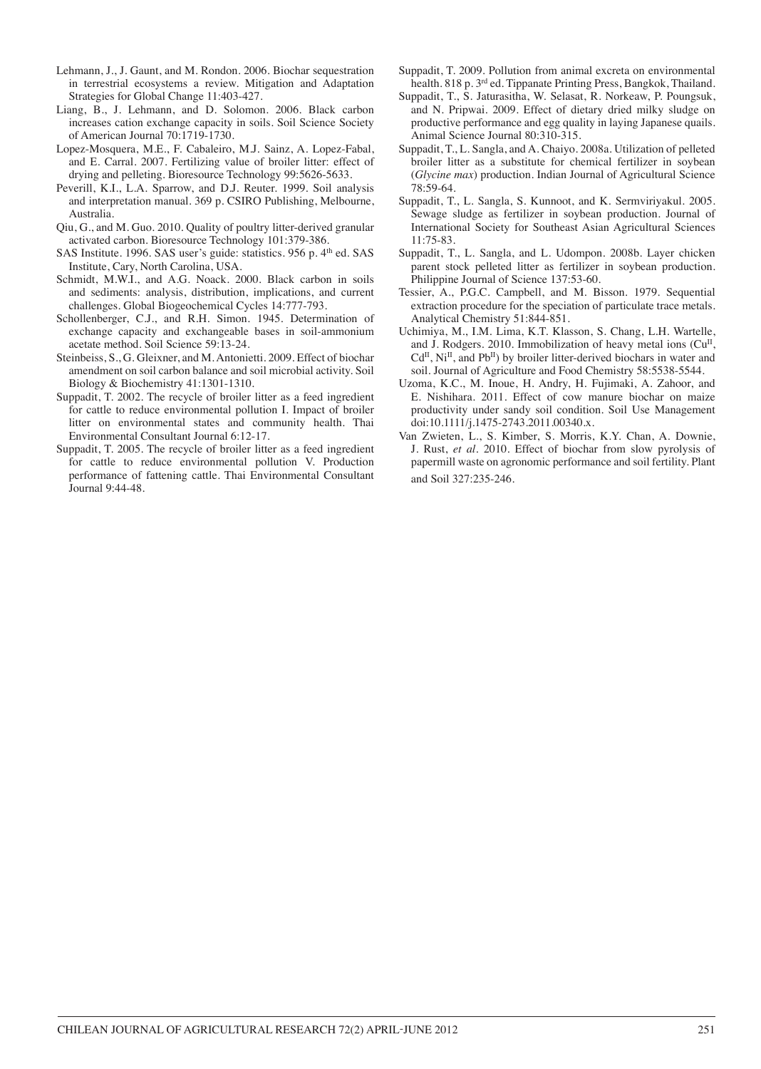Lehmann, J., J. Gaunt, and M. Rondon. 2006. Biochar sequestration in terrestrial ecosystems a review. Mitigation and Adaptation Strategies for Global Change 11:403-427.

Liang, B., J. Lehmann, and D. Solomon. 2006. Black carbon increases cation exchange capacity in soils. Soil Science Society of American Journal 70:1719-1730.

Lopez-Mosquera, M.E., F. Cabaleiro, M.J. Sainz, A. Lopez-Fabal, and E. Carral. 2007. Fertilizing value of broiler litter: effect of drying and pelleting. Bioresource Technology 99:5626-5633.

Peverill, K.I., L.A. Sparrow, and D.J. Reuter. 1999. Soil analysis and interpretation manual. 369 p. CSIRO Publishing, Melbourne, Australia.

Qiu, G., and M. Guo. 2010. Quality of poultry litter-derived granular activated carbon. Bioresource Technology 101:379-386.

SAS Institute. 1996. SAS user's guide: statistics. 956 p. 4th ed. SAS Institute, Cary, North Carolina, USA.

Schmidt, M.W.I., and A.G. Noack. 2000. Black carbon in soils and sediments: analysis, distribution, implications, and current challenges. Global Biogeochemical Cycles 14:777-793.

Schollenberger, C.J., and R.H. Simon. 1945. Determination of exchange capacity and exchangeable bases in soil-ammonium acetate method. Soil Science 59:13-24.

Steinbeiss, S., G. Gleixner, and M. Antonietti. 2009. Effect of biochar amendment on soil carbon balance and soil microbial activity. Soil Biology & Biochemistry 41:1301-1310.

Suppadit, T. 2002. The recycle of broiler litter as a feed ingredient for cattle to reduce environmental pollution I. Impact of broiler litter on environmental states and community health. Thai Environmental Consultant Journal 6:12-17.

Suppadit, T. 2005. The recycle of broiler litter as a feed ingredient for cattle to reduce environmental pollution V. Production performance of fattening cattle. Thai Environmental Consultant Journal 9:44-48.

Suppadit, T. 2009. Pollution from animal excreta on environmental health. 818 p. 3rd ed. Tippanate Printing Press, Bangkok, Thailand.

Suppadit, T., S. Jaturasitha, W. Selasat, R. Norkeaw, P. Poungsuk, and N. Pripwai. 2009. Effect of dietary dried milky sludge on productive performance and egg quality in laying Japanese quails. Animal Science Journal 80:310-315.

Suppadit, T., L. Sangla, and A. Chaiyo. 2008a. Utilization of pelleted broiler litter as a substitute for chemical fertilizer in soybean (*Glycine max*) production. Indian Journal of Agricultural Science 78:59-64.

Suppadit, T., L. Sangla, S. Kunnoot, and K. Sermviriyakul. 2005. Sewage sludge as fertilizer in soybean production. Journal of International Society for Southeast Asian Agricultural Sciences 11:75-83.

Suppadit, T., L. Sangla, and L. Udompon. 2008b. Layer chicken parent stock pelleted litter as fertilizer in soybean production. Philippine Journal of Science 137:53-60.

Tessier, A., P.G.C. Campbell, and M. Bisson. 1979. Sequential extraction procedure for the speciation of particulate trace metals. Analytical Chemistry 51:844-851.

Uchimiya, M., I.M. Lima, K.T. Klasson, S. Chang, L.H. Wartelle, and J. Rodgers. 2010. Immobilization of heavy metal ions ($Cu^{II}$, $Cd^{II}$, $Ni^{II}$, and $Pb^{II}$) by broiler litter-derived biochars in water and soil. Journal of Agriculture and Food Chemistry 58:5538-5544.

Uzoma, K.C., M. Inoue, H. Andry, H. Fujimaki, A. Zahoor, and E. Nishihara. 2011. Effect of cow manure biochar on maize productivity under sandy soil condition. Soil Use Management doi:10.1111/j.1475-2743.2011.00340.x.

Van Zwieten, L., S. Kimber, S. Morris, K.Y. Chan, A. Downie, J. Rust, *et al*. 2010. Effect of biochar from slow pyrolysis of papermill waste on agronomic performance and soil fertility. Plant and Soil 327:235-246.